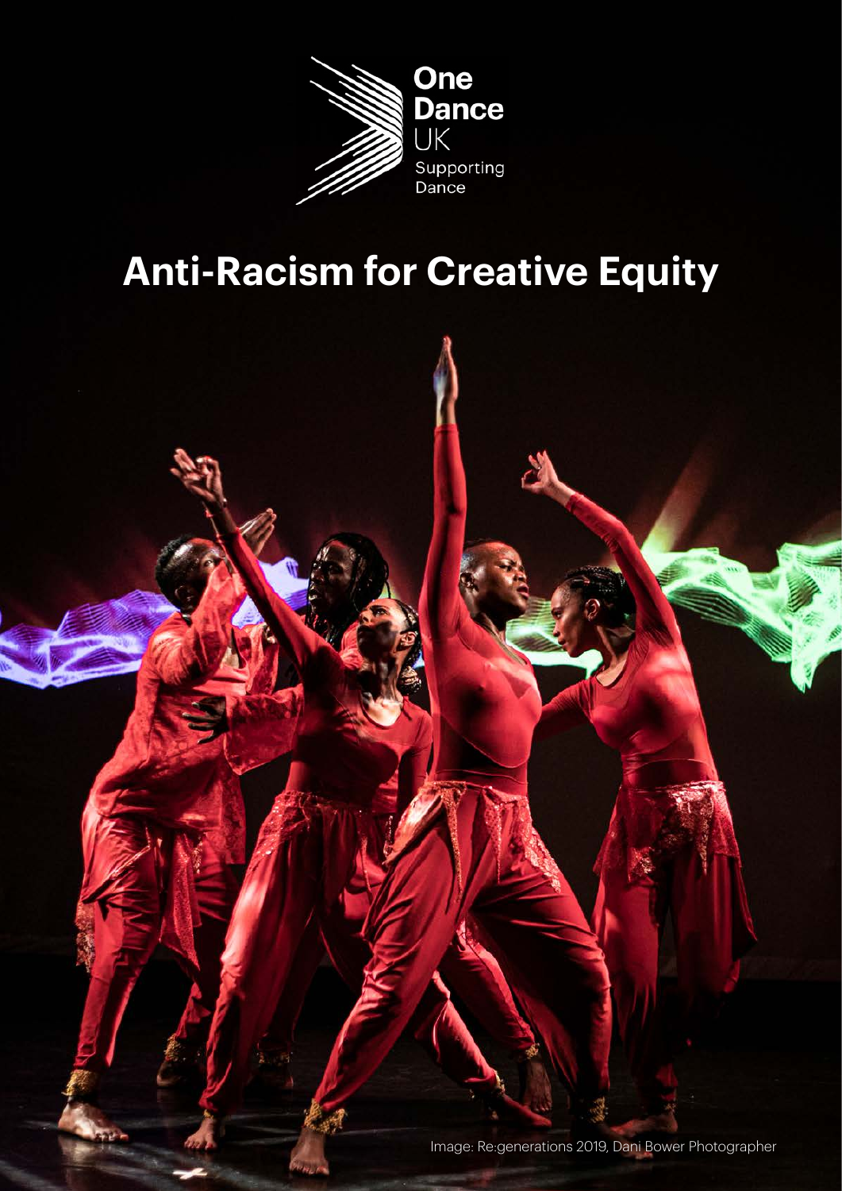One Dance UK

Supporting Dance

# Anti-Racism for Creative Equity

Image: Re:generations 2019, Dani Bower Photographer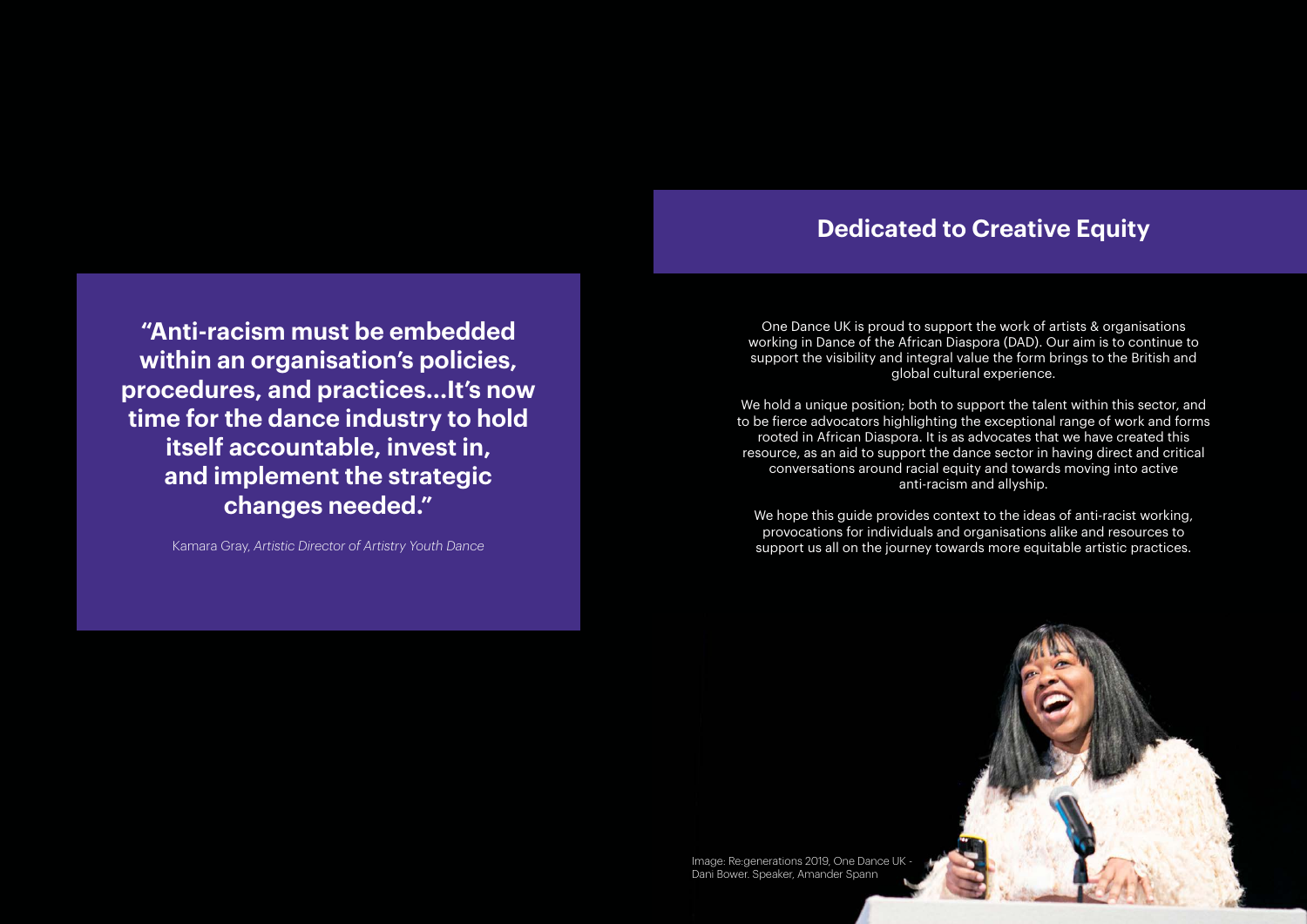> **"Anti-racism must be embedded within an organisation's policies, procedures, and practices...It's now time for the dance industry to hold itself accountable, invest in, and implement the strategic changes needed."**
>
> Kamara Gray, *Artistic Director of Artistry Youth Dance*

## Dedicated to Creative Equity

One Dance UK is proud to support the work of artists & organisations working in Dance of the African Diaspora (DAD). Our aim is to continue to support the visibility and integral value the form brings to the British and global cultural experience.

We hold a unique position; both to support the talent within this sector, and to be fierce advocators highlighting the exceptional range of work and forms rooted in African Diaspora. It is as advocates that we have created this resource, as an aid to support the dance sector in having direct and critical conversations around racial equity and towards moving into active anti-racism and allyship.

We hope this guide provides context to the ideas of anti-racist working, provocations for individuals and organisations alike and resources to support us all on the journey towards more equitable artistic practices.

Image: Re:generations 2019, One Dance UK - Dani Bower. Speaker, Amander Spann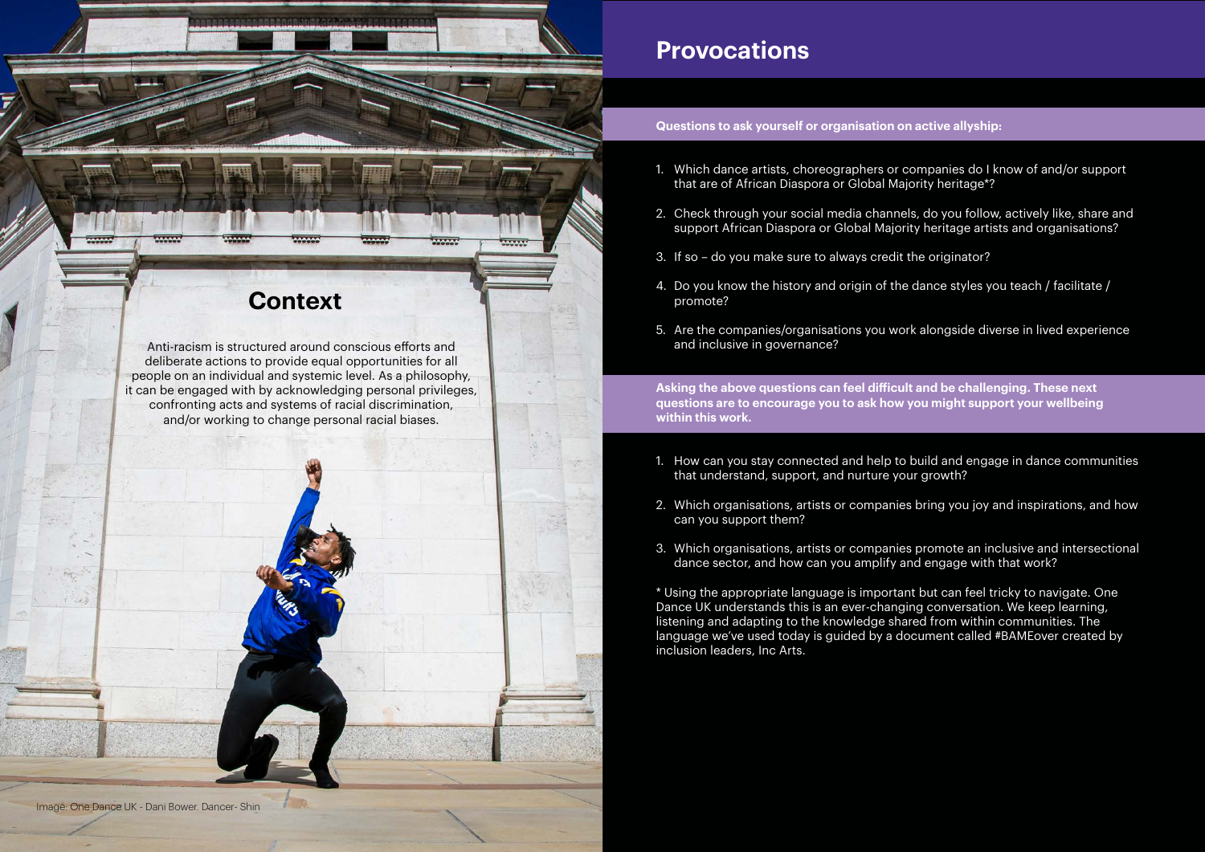## Context

Anti-racism is structured around conscious efforts and deliberate actions to provide equal opportunities for all people on an individual and systemic level. As a philosophy, it can be engaged with by acknowledging personal privileges, confronting acts and systems of racial discrimination, and/or working to change personal racial biases.

Image: One Dance UK - Dani Bower. Dancer- Shin

## Provocations

**Questions to ask yourself or organisation on active allyship:**

1. Which dance artists, choreographers or companies do I know of and/or support that are of African Diaspora or Global Majority heritage*?
2. Check through your social media channels, do you follow, actively like, share and support African Diaspora or Global Majority heritage artists and organisations?
3. If so – do you make sure to always credit the originator?
4. Do you know the history and origin of the dance styles you teach / facilitate / promote?
5. Are the companies/organisations you work alongside diverse in lived experience and inclusive in governance?

**Asking the above questions can feel difficult and be challenging. These next questions are to encourage you to ask how you might support your wellbeing within this work.**

1. How can you stay connected and help to build and engage in dance communities that understand, support, and nurture your growth?
2. Which organisations, artists or companies bring you joy and inspirations, and how can you support them?
3. Which organisations, artists or companies promote an inclusive and intersectional dance sector, and how can you amplify and engage with that work?

* Using the appropriate language is important but can feel tricky to navigate. One Dance UK understands this is an ever-changing conversation. We keep learning, listening and adapting to the knowledge shared from within communities. The language we've used today is guided by a document called #BAMEover created by inclusion leaders, Inc Arts.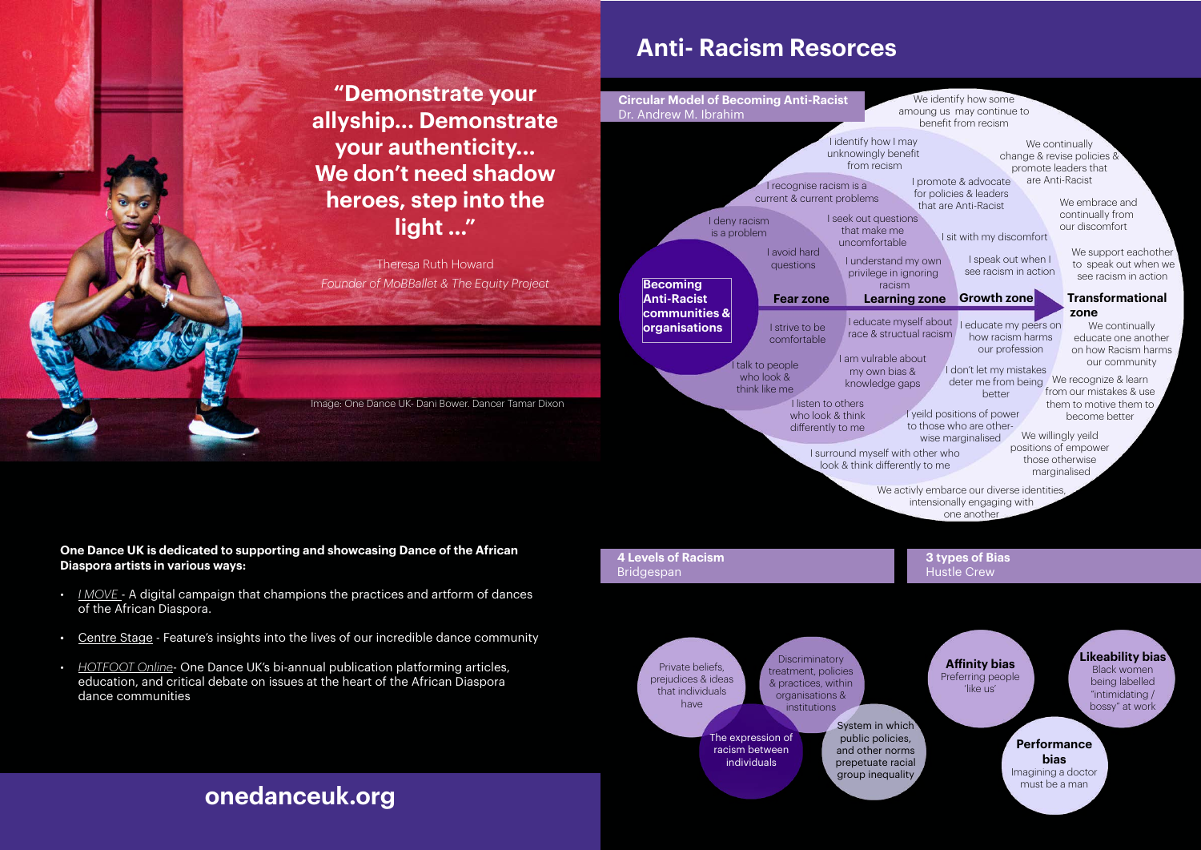> **"Demonstrate your allyship... Demonstrate your authenticity... We don't need shadow heroes, step into the light ..."**
>
> Theresa Ruth Howard
> *Founder of MoBBallet & The Equity Project*

Image: One Dance UK- Dani Bower. Dancer Tamar Dixon

**One Dance UK is dedicated to supporting and showcasing Dance of the African Diaspora artists in various ways:**

- *I MOVE* - A digital campaign that champions the practices and artform of dances of the African Diaspora.
- Centre Stage - Feature's insights into the lives of our incredible dance community
- *HOTFOOT Online*- One Dance UK's bi-annual publication platforming articles, education, and critical debate on issues at the heart of the African Diaspora dance communities

## onedanceuk.org

# Anti- Racism Resorces

**Circular Model of Becoming Anti-Racist**
Dr. Andrew M. Ibrahim

**Becoming Anti-Racist communities & organisations**

**Fear zone**
- I deny racism is a problem
- I avoid hard questions
- I strive to be comfortable
- I talk to people who look & think like me

**Learning zone**
- I recognise racism is a current & current problems
- I seek out questions that make me uncomfortable
- I understand my own privilege in ignoring racism
- I educate myself about race & structual racism
- I am vulrable about my own bias & knowledge gaps
- I listen to others who look & think differently to me

**Growth zone**
- I identify how I may unknowingly benefit from recism
- I promote & advocate for policies & leaders that are Anti-Racist
- I sit with my discomfort
- I speak out when I see racism in action
- I educate my peers on how racism harms our profession
- I don't let my mistakes deter me from being better
- I yeild positions of power to those who are other-wise marginalised
- I surround myself with other who look & think differently to me

**Transformational zone**
- We identify how some amoung us may continue to benefit from recism
- We continually change & revise policies & promote leaders that are Anti-Racist
- We embrace and continually from our discomfort
- We support eachother to speak out when we see racism in action
- We continually educate one another on how Racism harms our community
- We recognize & learn from our mistakes & use them to motive them to become better
- We willingly yeild positions of empower those otherwise marginalised
- We activly embarce our diverse identities, intensionally engaging with one another

**4 Levels of Racism**
Bridgespan

- Private beliefs, prejudices & ideas that individuals have
- Discriminatory treatment, policies & practices, within organisations & institutions
- The expression of racism between individuals
- System in which public policies, and other norms prepetuate racial group inequality

**3 types of Bias**
Hustle Crew

- **Affinity bias** Preferring people 'like us'
- **Likeability bias** Black women being labelled "intimidating / bossy" at work
- **Performance bias** Imagining a doctor must be a man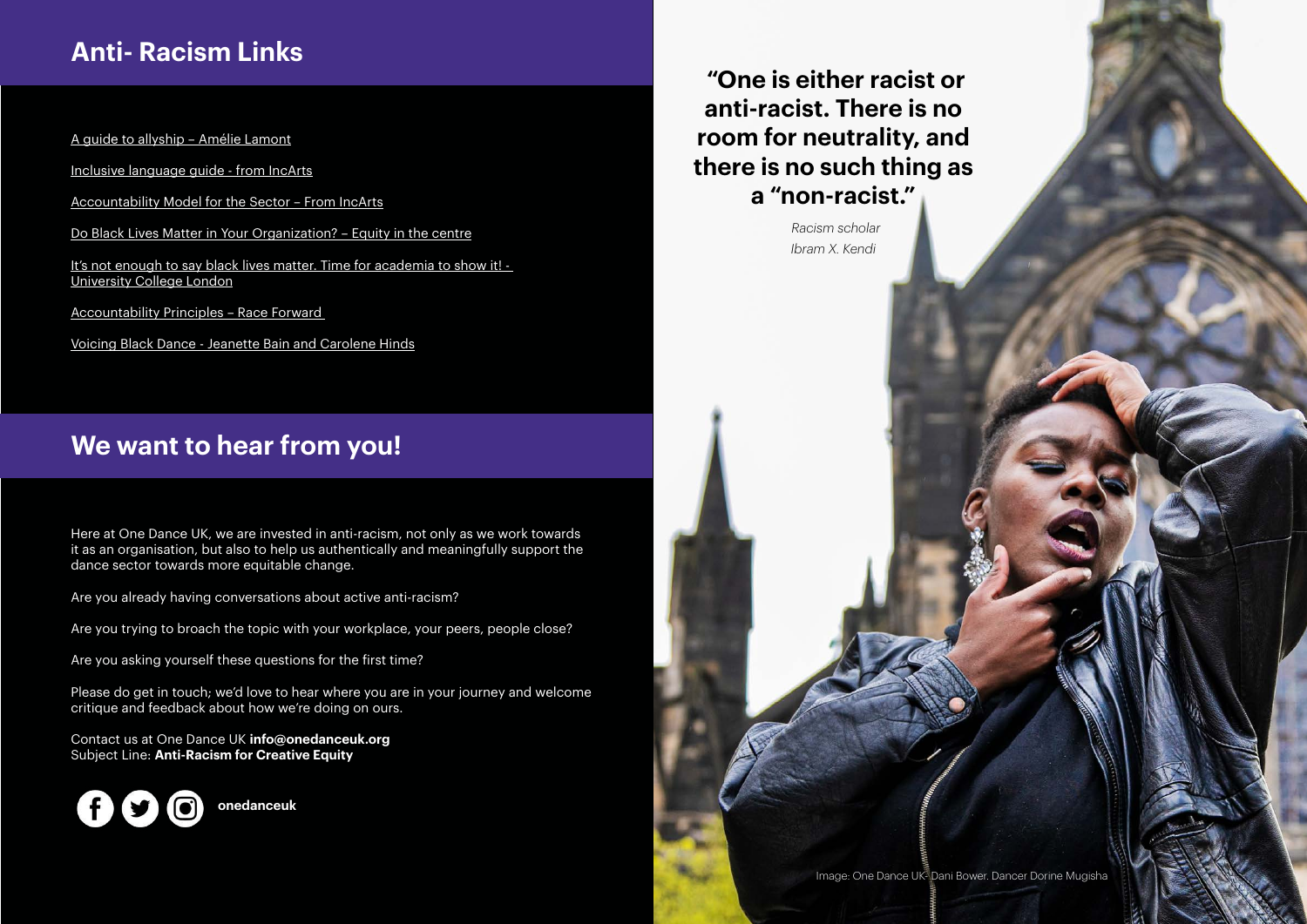## Anti- Racism Links

A guide to allyship – Amélie Lamont

Inclusive language guide - from IncArts

Accountability Model for the Sector – From IncArts

Do Black Lives Matter in Your Organization? – Equity in the centre

It's not enough to say black lives matter. Time for academia to show it! - University College London

Accountability Principles – Race Forward

Voicing Black Dance - Jeanette Bain and Carolene Hinds

## We want to hear from you!

Here at One Dance UK, we are invested in anti-racism, not only as we work towards it as an organisation, but also to help us authentically and meaningfully support the dance sector towards more equitable change.

Are you already having conversations about active anti-racism?

Are you trying to broach the topic with your workplace, your peers, people close?

Are you asking yourself these questions for the first time?

Please do get in touch; we'd love to hear where you are in your journey and welcome critique and feedback about how we're doing on ours.

Contact us at One Dance UK **info@onedanceuk.org**
Subject Line: **Anti-Racism for Creative Equity**

**onedanceuk**

**"One is either racist or anti-racist. There is no room for neutrality, and there is no such thing as a "non-racist."**

*Racism scholar*
*Ibram X. Kendi*

Image: One Dance UK- Dani Bower. Dancer Dorine Mugisha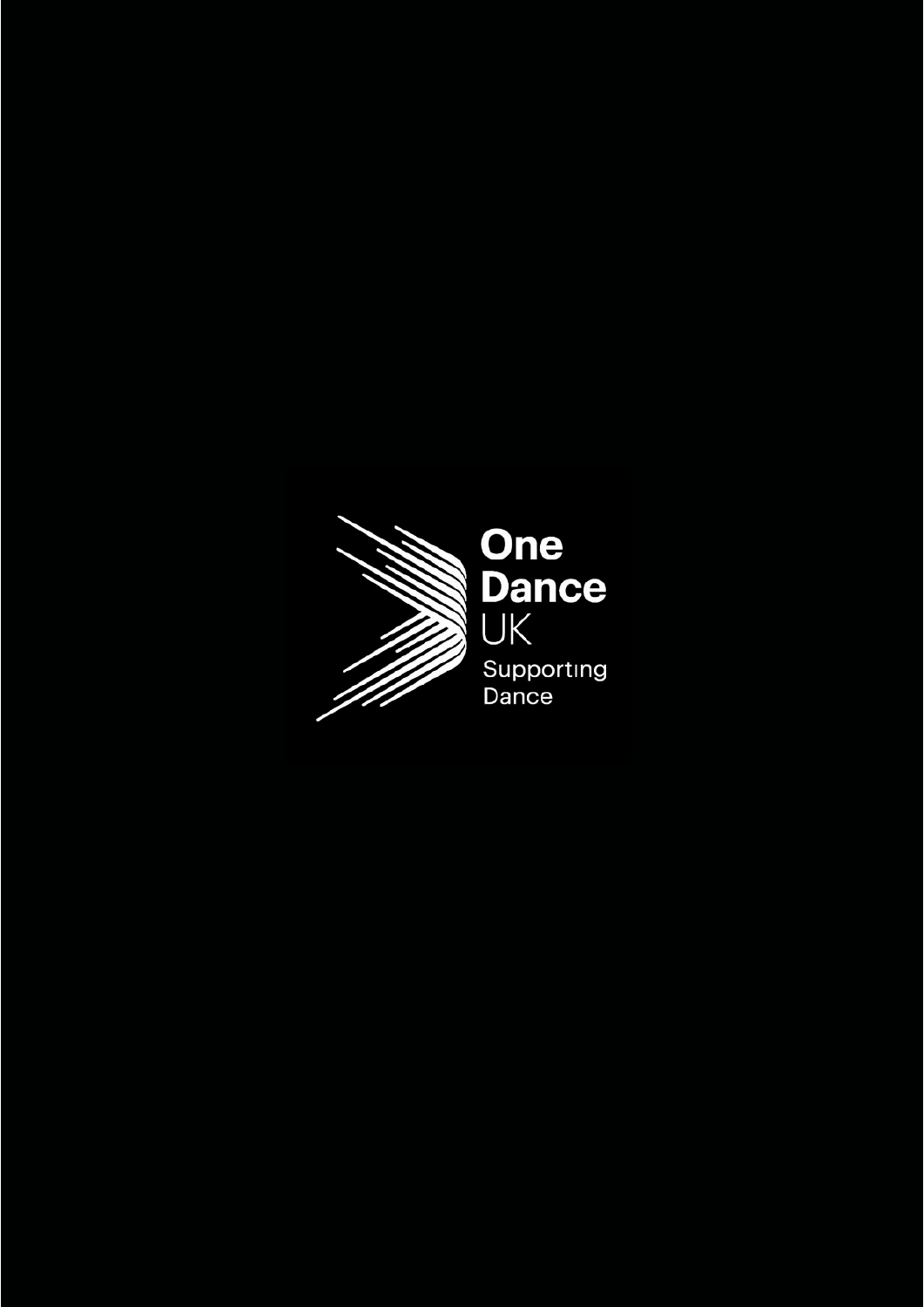One
Dance
UK
Supporting
Dance